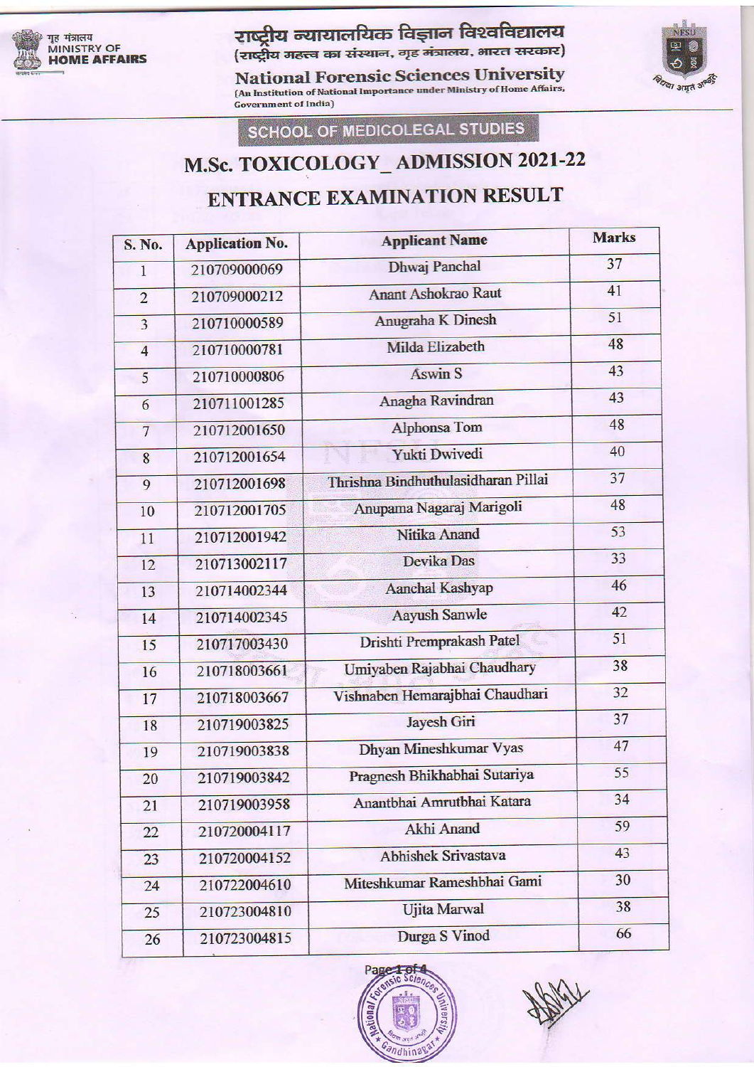गृह मंत्रालय
MINISTRY OF
**HOME AFFAIRS**

राष्ट्रीय न्यायालयिक विज्ञान विश्वविद्यालय
(राष्ट्रीय महत्त्व का संस्थान, गृह मंत्रालय, भारत सरकार)

**National Forensic Sciences University**
(An Institution of National Importance under Ministry of Home Affairs, Government of India)

**SCHOOL OF MEDICOLEGAL STUDIES**

# M.Sc. TOXICOLOGY_ ADMISSION 2021-22

## ENTRANCE EXAMINATION RESULT

| S. No. | Application No. | Applicant Name | Marks |
|---|---|---|---|
| 1 | 210709000069 | Dhwaj Panchal | 37 |
| 2 | 210709000212 | Anant Ashokrao Raut | 41 |
| 3 | 210710000589 | Anugraha K Dinesh | 51 |
| 4 | 210710000781 | Milda Elizabeth | 48 |
| 5 | 210710000806 | Aswin S | 43 |
| 6 | 210711001285 | Anagha Ravindran | 43 |
| 7 | 210712001650 | Alphonsa Tom | 48 |
| 8 | 210712001654 | Yukti Dwivedi | 40 |
| 9 | 210712001698 | Thrishna Bindhuthulasidharan Pillai | 37 |
| 10 | 210712001705 | Anupama Nagaraj Marigoli | 48 |
| 11 | 210712001942 | Nitika Anand | 53 |
| 12 | 210713002117 | Devika Das | 33 |
| 13 | 210714002344 | Aanchal Kashyap | 46 |
| 14 | 210714002345 | Aayush Sanwle | 42 |
| 15 | 210717003430 | Drishti Premprakash Patel | 51 |
| 16 | 210718003661 | Umiyaben Rajabhai Chaudhary | 38 |
| 17 | 210718003667 | Vishnaben Hemarajbhai Chaudhari | 32 |
| 18 | 210719003825 | Jayesh Giri | 37 |
| 19 | 210719003838 | Dhyan Mineshkumar Vyas | 47 |
| 20 | 210719003842 | Pragnesh Bhikhabhai Sutariya | 55 |
| 21 | 210719003958 | Anantbhai Amrutbhai Katara | 34 |
| 22 | 210720004117 | Akhi Anand | 59 |
| 23 | 210720004152 | Abhishek Srivastava | 43 |
| 24 | 210722004610 | Miteshkumar Rameshbhai Gami | 30 |
| 25 | 210723004810 | Ujita Marwal | 38 |
| 26 | 210723004815 | Durga S Vinod | 66 |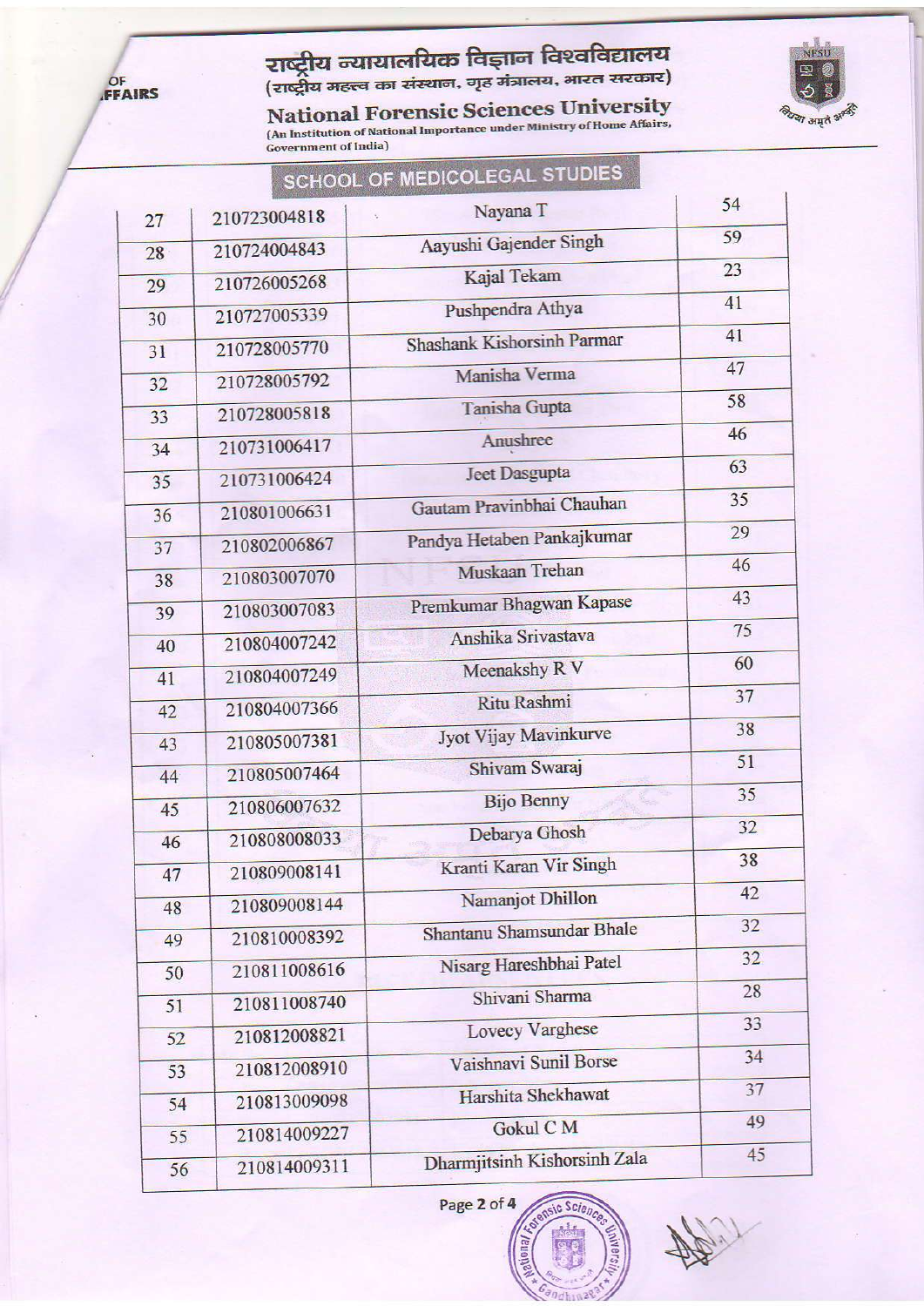राष्ट्रीय न्यायालयिक विज्ञान विश्वविद्यालय
(राष्ट्रीय महत्व का संस्थान, गृह मंत्रालय, भारत सरकार)

**National Forensic Sciences University**
(An Institution of National Importance under Ministry of Home Affairs, Government of India)

## SCHOOL OF MEDICOLEGAL STUDIES

| | | | |
|---|---|---|---|
| 27 | 210723004818 | Nayana T | 54 |
| 28 | 210724004843 | Aayushi Gajender Singh | 59 |
| 29 | 210726005268 | Kajal Tekam | 23 |
| 30 | 210727005339 | Pushpendra Athya | 41 |
| 31 | 210728005770 | Shashank Kishorsinh Parmar | 41 |
| 32 | 210728005792 | Manisha Verma | 47 |
| 33 | 210728005818 | Tanisha Gupta | 58 |
| 34 | 210731006417 | Anushree | 46 |
| 35 | 210731006424 | Jeet Dasgupta | 63 |
| 36 | 210801006631 | Gautam Pravinbhai Chauhan | 35 |
| 37 | 210802006867 | Pandya Hetaben Pankajkumar | 29 |
| 38 | 210803007070 | Muskaan Trehan | 46 |
| 39 | 210803007083 | Premkumar Bhagwan Kapase | 43 |
| 40 | 210804007242 | Anshika Srivastava | 75 |
| 41 | 210804007249 | Meenakshy R V | 60 |
| 42 | 210804007366 | Ritu Rashmi | 37 |
| 43 | 210805007381 | Jyot Vijay Mavinkurve | 38 |
| 44 | 210805007464 | Shivam Swaraj | 51 |
| 45 | 210806007632 | Bijo Benny | 35 |
| 46 | 210808008033 | Debarya Ghosh | 32 |
| 47 | 210809008141 | Kranti Karan Vir Singh | 38 |
| 48 | 210809008144 | Namanjot Dhillon | 42 |
| 49 | 210810008392 | Shantanu Shamsundar Bhale | 32 |
| 50 | 210811008616 | Nisarg Hareshbhai Patel | 32 |
| 51 | 210811008740 | Shivani Sharma | 28 |
| 52 | 210812008821 | Lovecy Varghese | 33 |
| 53 | 210812008910 | Vaishnavi Sunil Borse | 34 |
| 54 | 210813009098 | Harshita Shekhawat | 37 |
| 55 | 210814009227 | Gokul C M | 49 |
| 56 | 210814009311 | Dharmjitsinh Kishorsinh Zala | 45 |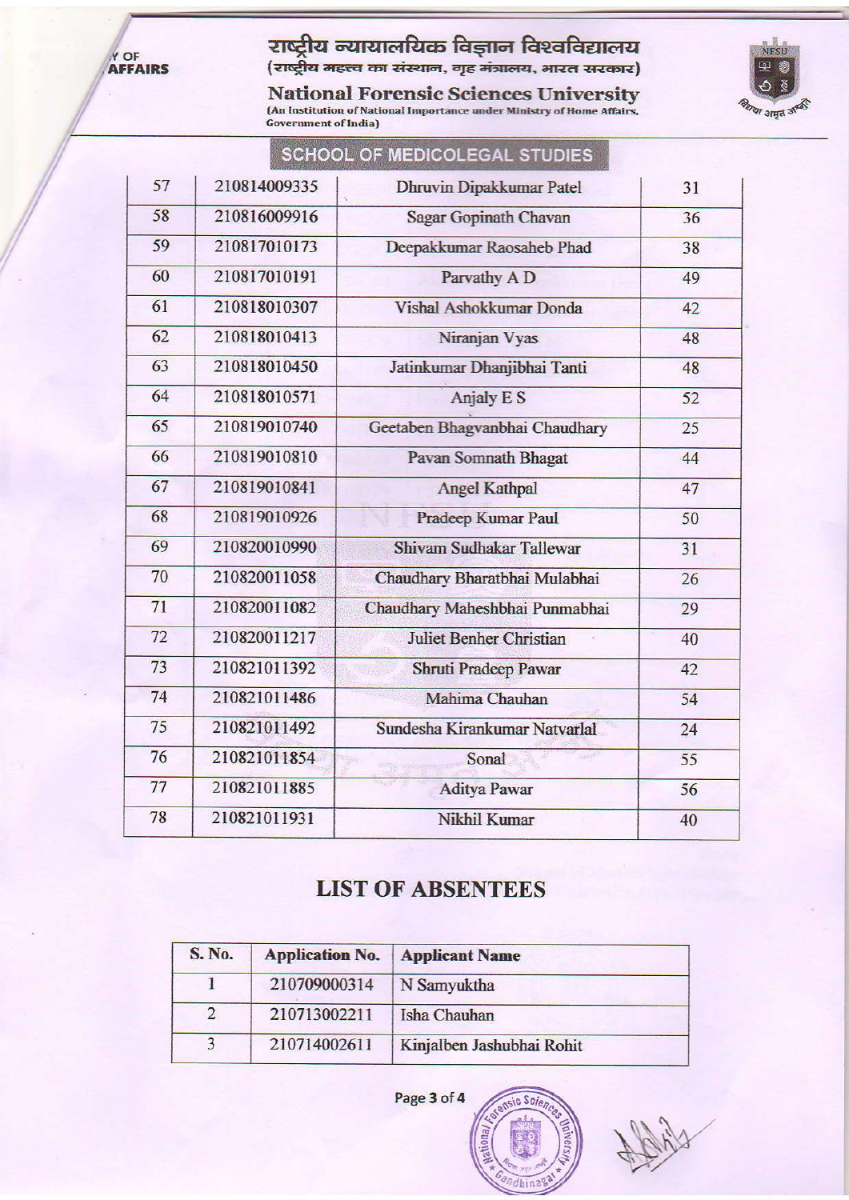राष्ट्रीय न्यायालयिक विज्ञान विश्वविद्यालय
(राष्ट्रीय महत्त्व का संस्थान, गृह मंत्रालय, भारत सरकार)

**National Forensic Sciences University**
(An Institution of National Importance under Ministry of Home Affairs, Government of India)

## SCHOOL OF MEDICOLEGAL STUDIES

| | | | |
|---|---|---|---|
| 57 | 210814009335 | Dhruvin Dipakkumar Patel | 31 |
| 58 | 210816009916 | Sagar Gopinath Chavan | 36 |
| 59 | 210817010173 | Deepakkumar Raosaheb Phad | 38 |
| 60 | 210817010191 | Parvathy A D | 49 |
| 61 | 210818010307 | Vishal Ashokkumar Donda | 42 |
| 62 | 210818010413 | Niranjan Vyas | 48 |
| 63 | 210818010450 | Jatinkumar Dhanjibhai Tanti | 48 |
| 64 | 210818010571 | Anjaly E S | 52 |
| 65 | 210819010740 | Geetaben Bhagvanbhai Chaudhary | 25 |
| 66 | 210819010810 | Pavan Somnath Bhagat | 44 |
| 67 | 210819010841 | Angel Kathpal | 47 |
| 68 | 210819010926 | Pradeep Kumar Paul | 50 |
| 69 | 210820010990 | Shivam Sudhakar Tallewar | 31 |
| 70 | 210820011058 | Chaudhary Bharatbhai Mulabhai | 26 |
| 71 | 210820011082 | Chaudhary Maheshbhai Punmabhai | 29 |
| 72 | 210820011217 | Juliet Benher Christian | 40 |
| 73 | 210821011392 | Shruti Pradeep Pawar | 42 |
| 74 | 210821011486 | Mahima Chauhan | 54 |
| 75 | 210821011492 | Sundesha Kirankumar Natvarlal | 24 |
| 76 | 210821011854 | Sonal | 55 |
| 77 | 210821011885 | Aditya Pawar | 56 |
| 78 | 210821011931 | Nikhil Kumar | 40 |

## LIST OF ABSENTEES

| S. No. | Application No. | Applicant Name |
|---|---|---|
| 1 | 210709000314 | N Samyuktha |
| 2 | 210713002211 | Isha Chauhan |
| 3 | 210714002611 | Kinjalben Jashubhai Rohit |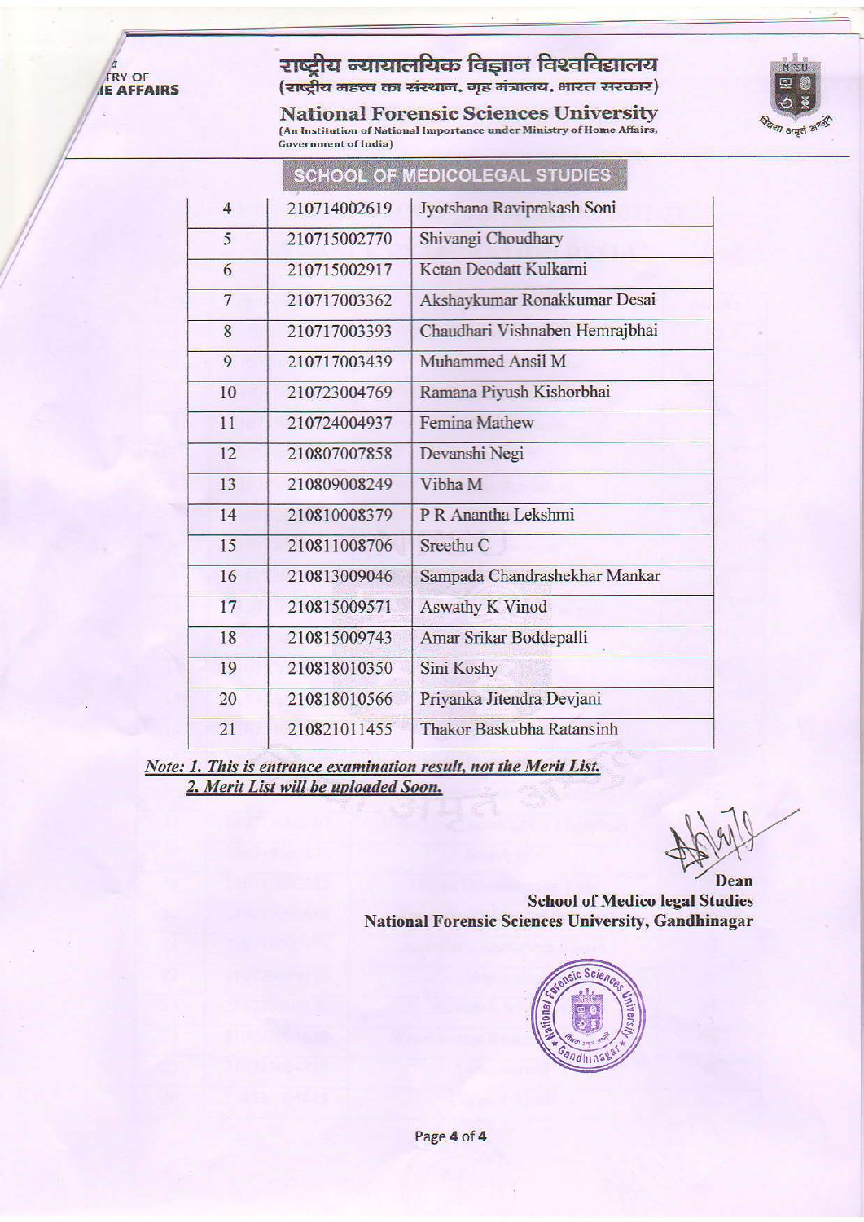राष्ट्रीय न्यायालयिक विज्ञान विश्वविद्यालय
(राष्ट्रीय महत्त्व का संस्थान, गृह मंत्रालय, भारत सरकार)

**National Forensic Sciences University**
(An Institution of National Importance under Ministry of Home Affairs, Government of India)

## SCHOOL OF MEDICOLEGAL STUDIES

| | | |
|---|---|---|
| 4 | 210714002619 | Jyotshana Raviprakash Soni |
| 5 | 210715002770 | Shivangi Choudhary |
| 6 | 210715002917 | Ketan Deodatt Kulkarni |
| 7 | 210717003362 | Akshaykumar Ronakkumar Desai |
| 8 | 210717003393 | Chaudhari Vishnaben Hemrajbhai |
| 9 | 210717003439 | Muhammed Ansil M |
| 10 | 210723004769 | Ramana Piyush Kishorbhai |
| 11 | 210724004937 | Femina Mathew |
| 12 | 210807007858 | Devanshi Negi |
| 13 | 210809008249 | Vibha M |
| 14 | 210810008379 | P R Anantha Lekshmi |
| 15 | 210811008706 | Sreethu C |
| 16 | 210813009046 | Sampada Chandrashekhar Mankar |
| 17 | 210815009571 | Aswathy K Vinod |
| 18 | 210815009743 | Amar Srikar Boddepalli |
| 19 | 210818010350 | Sini Koshy |
| 20 | 210818010566 | Priyanka Jitendra Devjani |
| 21 | 210821011455 | Thakor Baskubha Ratansinh |

***Note: 1. This is entrance examination result, not the Merit List.***
***2. Merit List will be uploaded Soon.***

**Dean**
**School of Medico legal Studies**
**National Forensic Sciences University, Gandhinagar**